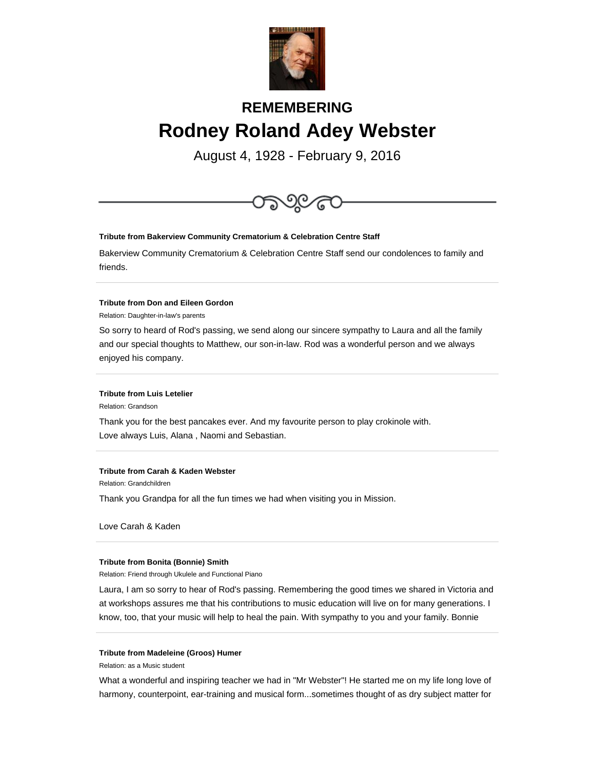## REMEMBERING

# Rodney Roland Adey Webster

August 4, 1928 - February 9, 2016

---

**Tribute from Bakerview Community Crematorium & Celebration Centre Staff**

Bakerview Community Crematorium & Celebration Centre Staff send our condolences to family and friends.

---

**Tribute from Don and Eileen Gordon**

Relation: Daughter-in-law's parents

So sorry to heard of Rod's passing, we send along our sincere sympathy to Laura and all the family and our special thoughts to Matthew, our son-in-law. Rod was a wonderful person and we always enjoyed his company.

---

**Tribute from Luis Letelier**

Relation: Grandson

Thank you for the best pancakes ever. And my favourite person to play crokinole with.
Love always Luis, Alana , Naomi and Sebastian.

---

**Tribute from Carah & Kaden Webster**

Relation: Grandchildren

Thank you Grandpa for all the fun times we had when visiting you in Mission.

Love Carah & Kaden

---

**Tribute from Bonita (Bonnie) Smith**

Relation: Friend through Ukulele and Functional Piano

Laura, I am so sorry to hear of Rod's passing. Remembering the good times we shared in Victoria and at workshops assures me that his contributions to music education will live on for many generations. I know, too, that your music will help to heal the pain. With sympathy to you and your family. Bonnie

---

**Tribute from Madeleine (Groos) Humer**

Relation: as a Music student

What a wonderful and inspiring teacher we had in "Mr Webster"! He started me on my life long love of harmony, counterpoint, ear-training and musical form...sometimes thought of as dry subject matter for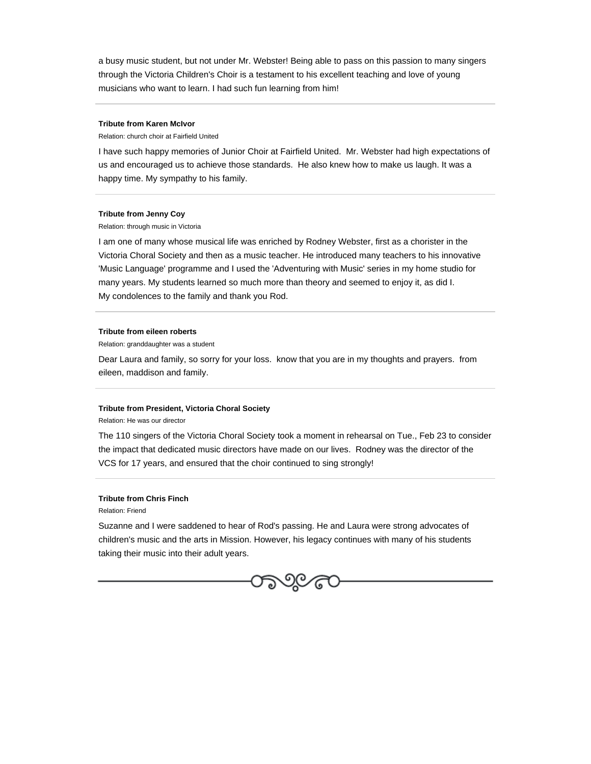a busy music student, but not under Mr. Webster! Being able to pass on this passion to many singers through the Victoria Children's Choir is a testament to his excellent teaching and love of young musicians who want to learn. I had such fun learning from him!

---

**Tribute from Karen McIvor**

Relation: church choir at Fairfield United

I have such happy memories of Junior Choir at Fairfield United. Mr. Webster had high expectations of us and encouraged us to achieve those standards. He also knew how to make us laugh. It was a happy time. My sympathy to his family.

---

**Tribute from Jenny Coy**

Relation: through music in Victoria

I am one of many whose musical life was enriched by Rodney Webster, first as a chorister in the Victoria Choral Society and then as a music teacher. He introduced many teachers to his innovative 'Music Language' programme and I used the 'Adventuring with Music' series in my home studio for many years. My students learned so much more than theory and seemed to enjoy it, as did I.
My condolences to the family and thank you Rod.

---

**Tribute from eileen roberts**

Relation: granddaughter was a student

Dear Laura and family, so sorry for your loss. know that you are in my thoughts and prayers. from eileen, maddison and family.

---

**Tribute from President, Victoria Choral Society**

Relation: He was our director

The 110 singers of the Victoria Choral Society took a moment in rehearsal on Tue., Feb 23 to consider the impact that dedicated music directors have made on our lives. Rodney was the director of the VCS for 17 years, and ensured that the choir continued to sing strongly!

---

**Tribute from Chris Finch**

Relation: Friend

Suzanne and I were saddened to hear of Rod's passing. He and Laura were strong advocates of children's music and the arts in Mission. However, his legacy continues with many of his students taking their music into their adult years.